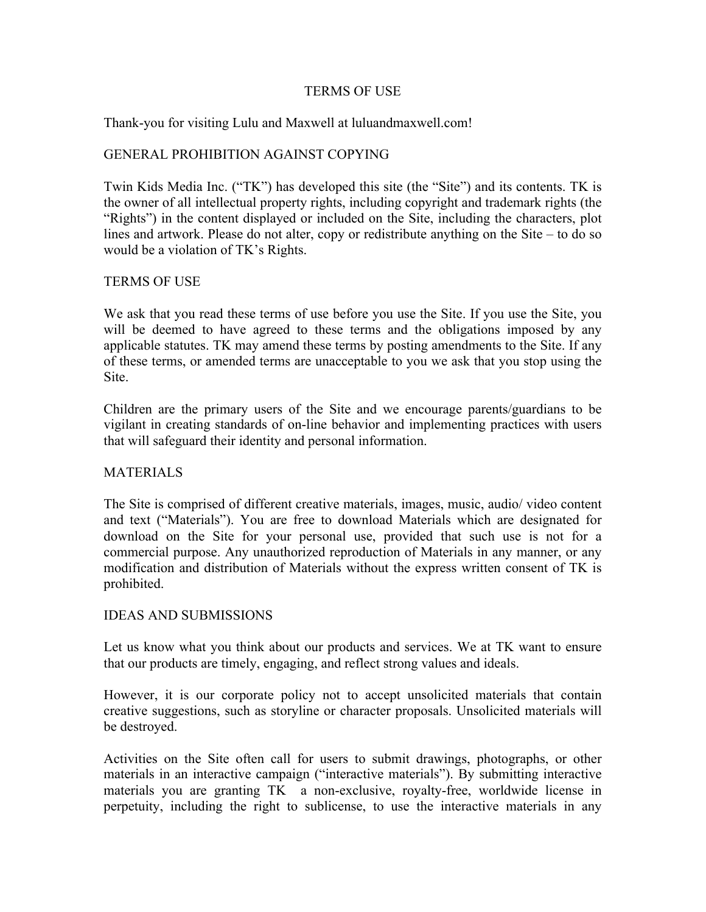# TERMS OF USE

Thank-you for visiting Lulu and Maxwell at luluandmaxwell.com!

## GENERAL PROHIBITION AGAINST COPYING

Twin Kids Media Inc. ("TK") has developed this site (the "Site") and its contents. TK is the owner of all intellectual property rights, including copyright and trademark rights (the "Rights") in the content displayed or included on the Site, including the characters, plot lines and artwork. Please do not alter, copy or redistribute anything on the Site – to do so would be a violation of TK's Rights.

## TERMS OF USE

We ask that you read these terms of use before you use the Site. If you use the Site, you will be deemed to have agreed to these terms and the obligations imposed by any applicable statutes. TK may amend these terms by posting amendments to the Site. If any of these terms, or amended terms are unacceptable to you we ask that you stop using the Site.

Children are the primary users of the Site and we encourage parents/guardians to be vigilant in creating standards of on-line behavior and implementing practices with users that will safeguard their identity and personal information.

## MATERIALS

The Site is comprised of different creative materials, images, music, audio/ video content and text ("Materials"). You are free to download Materials which are designated for download on the Site for your personal use, provided that such use is not for a commercial purpose. Any unauthorized reproduction of Materials in any manner, or any modification and distribution of Materials without the express written consent of TK is prohibited.

## IDEAS AND SUBMISSIONS

Let us know what you think about our products and services. We at TK want to ensure that our products are timely, engaging, and reflect strong values and ideals.

However, it is our corporate policy not to accept unsolicited materials that contain creative suggestions, such as storyline or character proposals. Unsolicited materials will be destroyed.

Activities on the Site often call for users to submit drawings, photographs, or other materials in an interactive campaign ("interactive materials"). By submitting interactive materials you are granting TK a non-exclusive, royalty-free, worldwide license in perpetuity, including the right to sublicense, to use the interactive materials in any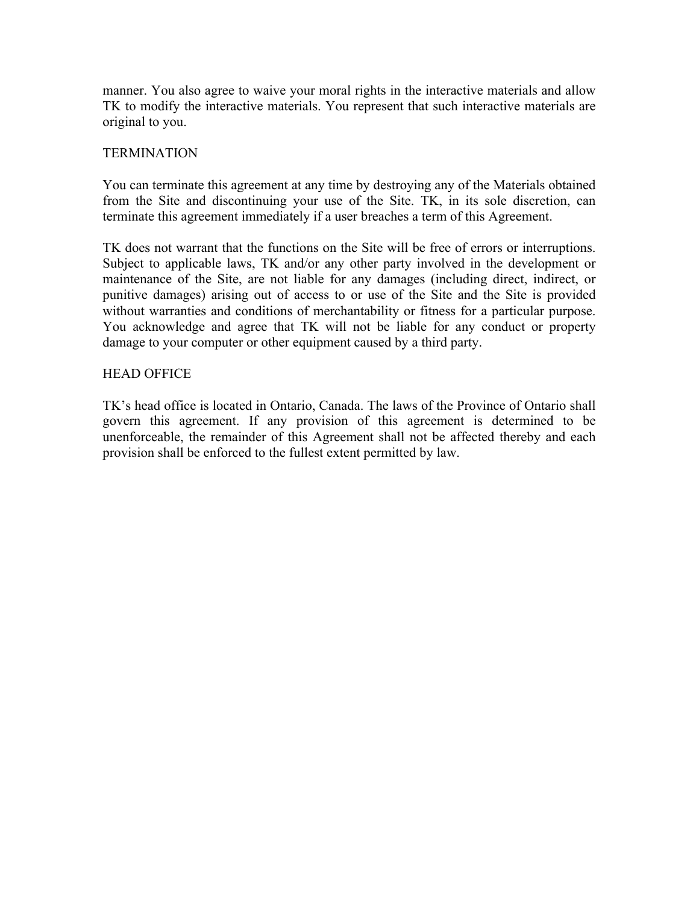manner. You also agree to waive your moral rights in the interactive materials and allow TK to modify the interactive materials. You represent that such interactive materials are original to you.

## TERMINATION

You can terminate this agreement at any time by destroying any of the Materials obtained from the Site and discontinuing your use of the Site. TK, in its sole discretion, can terminate this agreement immediately if a user breaches a term of this Agreement.

TK does not warrant that the functions on the Site will be free of errors or interruptions. Subject to applicable laws, TK and/or any other party involved in the development or maintenance of the Site, are not liable for any damages (including direct, indirect, or punitive damages) arising out of access to or use of the Site and the Site is provided without warranties and conditions of merchantability or fitness for a particular purpose. You acknowledge and agree that TK will not be liable for any conduct or property damage to your computer or other equipment caused by a third party.

## HEAD OFFICE

TK's head office is located in Ontario, Canada. The laws of the Province of Ontario shall govern this agreement. If any provision of this agreement is determined to be unenforceable, the remainder of this Agreement shall not be affected thereby and each provision shall be enforced to the fullest extent permitted by law.